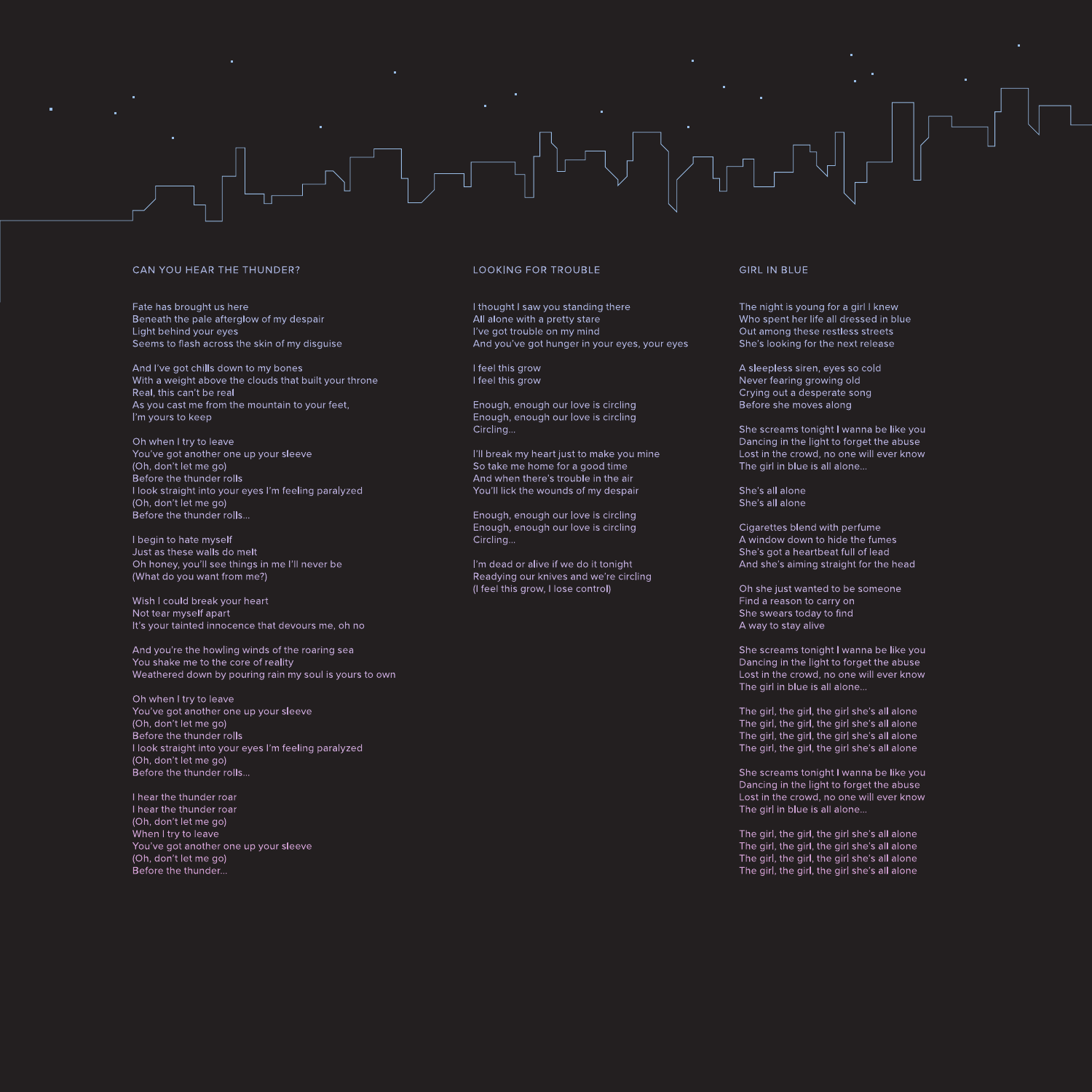## CAN YOU HEAR THE THUNDER?

Fate has brought us here
Beneath the pale afterglow of my despair
Light behind your eyes
Seems to flash across the skin of my disguise

And I've got chills down to my bones
With a weight above the clouds that built your throne
Real, this can't be real
As you cast me from the mountain to your feet,
I'm yours to keep

Oh when I try to leave
You've got another one up your sleeve
(Oh, don't let me go)
Before the thunder rolls
I look straight into your eyes I'm feeling paralyzed
(Oh, don't let me go)
Before the thunder rolls...

I begin to hate myself
Just as these walls do melt
Oh honey, you'll see things in me I'll never be
(What do you want from me?)

Wish I could break your heart
Not tear myself apart
It's your tainted innocence that devours me, oh no

And you're the howling winds of the roaring sea
You shake me to the core of reality
Weathered down by pouring rain my soul is yours to own

Oh when I try to leave
You've got another one up your sleeve
(Oh, don't let me go)
Before the thunder rolls
I look straight into your eyes I'm feeling paralyzed
(Oh, don't let me go)
Before the thunder rolls...

I hear the thunder roar
I hear the thunder roar
(Oh, don't let me go)
When I try to leave
You've got another one up your sleeve
(Oh, don't let me go)
Before the thunder...

## LOOKING FOR TROUBLE

I thought I saw you standing there
All alone with a pretty stare
I've got trouble on my mind
And you've got hunger in your eyes, your eyes

I feel this grow
I feel this grow

Enough, enough our love is circling
Enough, enough our love is circling
Circling...

I'll break my heart just to make you mine
So take me home for a good time
And when there's trouble in the air
You'll lick the wounds of my despair

Enough, enough our love is circling
Enough, enough our love is circling
Circling...

I'm dead or alive if we do it tonight
Readying our knives and we're circling
(I feel this grow, I lose control)

## GIRL IN BLUE

The night is young for a girl I knew
Who spent her life all dressed in blue
Out among these restless streets
She's looking for the next release

A sleepless siren, eyes so cold
Never fearing growing old
Crying out a desperate song
Before she moves along

She screams tonight I wanna be like you
Dancing in the light to forget the abuse
Lost in the crowd, no one will ever know
The girl in blue is all alone...

She's all alone
She's all alone

Cigarettes blend with perfume
A window down to hide the fumes
She's got a heartbeat full of lead
And she's aiming straight for the head

Oh she just wanted to be someone
Find a reason to carry on
She swears today to find
A way to stay alive

She screams tonight I wanna be like you
Dancing in the light to forget the abuse
Lost in the crowd, no one will ever know
The girl in blue is all alone...

The girl, the girl, the girl she's all alone
The girl, the girl, the girl she's all alone
The girl, the girl, the girl she's all alone
The girl, the girl, the girl she's all alone

She screams tonight I wanna be like you
Dancing in the light to forget the abuse
Lost in the crowd, no one will ever know
The girl in blue is all alone...

The girl, the girl, the girl she's all alone
The girl, the girl, the girl she's all alone
The girl, the girl, the girl she's all alone
The girl, the girl, the girl she's all alone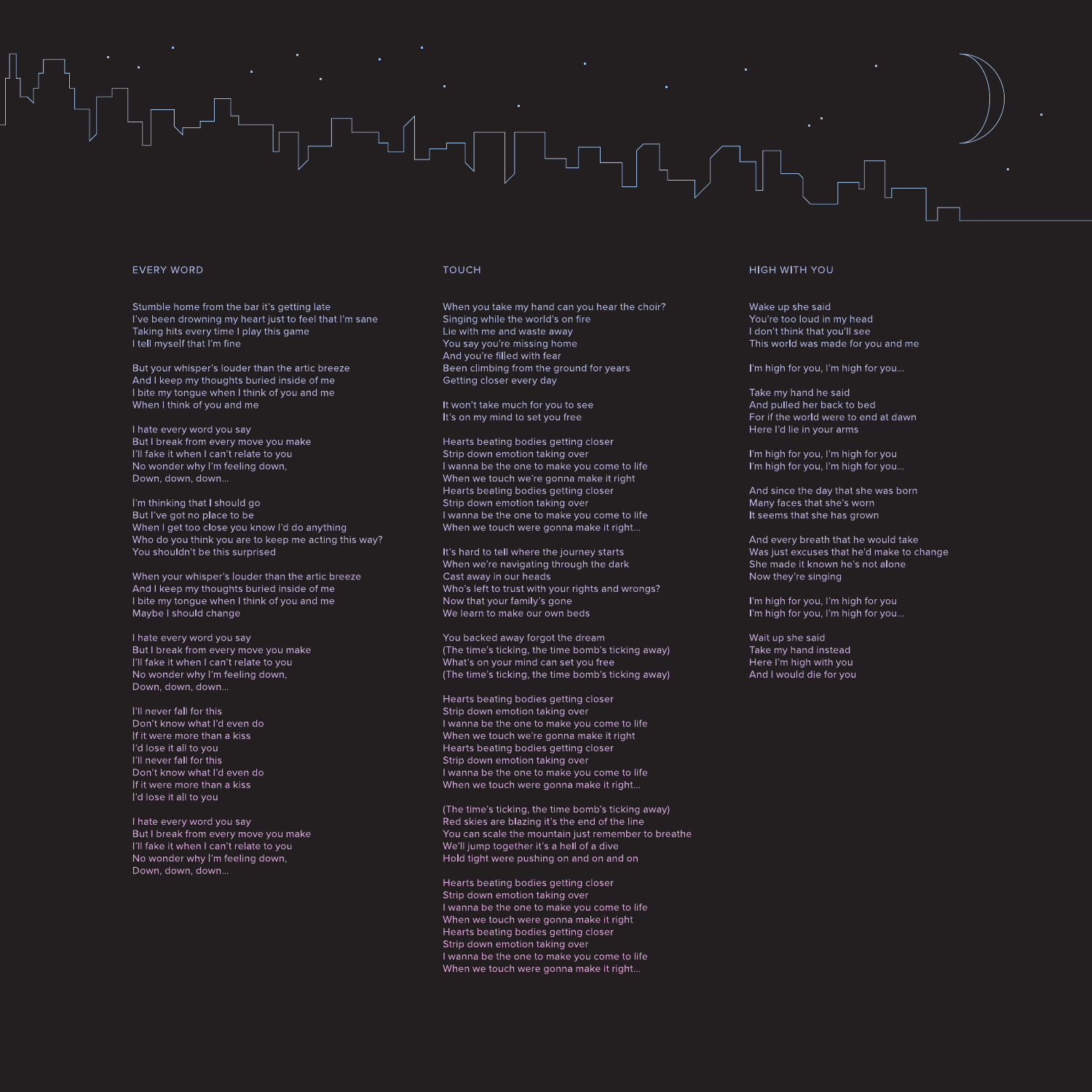## EVERY WORD

Stumble home from the bar it's getting late
I've been drowning my heart just to feel that I'm sane
Taking hits every time I play this game
I tell myself that I'm fine

But your whisper's louder than the artic breeze
And I keep my thoughts buried inside of me
I bite my tongue when I think of you and me
When I think of you and me

I hate every word you say
But I break from every move you make
I'll fake it when I can't relate to you
No wonder why I'm feeling down,
Down, down, down...

I'm thinking that I should go
But I've got no place to be
When I get too close you know I'd do anything
Who do you think you are to keep me acting this way?
You shouldn't be this surprised

When your whisper's louder than the artic breeze
And I keep my thoughts buried inside of me
I bite my tongue when I think of you and me
Maybe I should change

I hate every word you say
But I break from every move you make
I'll fake it when I can't relate to you
No wonder why I'm feeling down,
Down, down, down...

I'll never fall for this
Don't know what I'd even do
If it were more than a kiss
I'd lose it all to you
I'll never fall for this
Don't know what I'd even do
If it were more than a kiss
I'd lose it all to you

I hate every word you say
But I break from every move you make
I'll fake it when I can't relate to you
No wonder why I'm feeling down,
Down, down, down...

## TOUCH

When you take my hand can you hear the choir?
Singing while the world's on fire
Lie with me and waste away
You say you're missing home
And you're filled with fear
Been climbing from the ground for years
Getting closer every day

It won't take much for you to see
It's on my mind to set you free

Hearts beating bodies getting closer
Strip down emotion taking over
I wanna be the one to make you come to life
When we touch we're gonna make it right
Hearts beating bodies getting closer
Strip down emotion taking over
I wanna be the one to make you come to life
When we touch were gonna make it right...

It's hard to tell where the journey starts
When we're navigating through the dark
Cast away in our heads
Who's left to trust with your rights and wrongs?
Now that your family's gone
We learn to make our own beds

You backed away forgot the dream
(The time's ticking, the time bomb's ticking away)
What's on your mind can set you free
(The time's ticking, the time bomb's ticking away)

Hearts beating bodies getting closer
Strip down emotion taking over
I wanna be the one to make you come to life
When we touch we're gonna make it right
Hearts beating bodies getting closer
Strip down emotion taking over
I wanna be the one to make you come to life
When we touch were gonna make it right...

(The time's ticking, the time bomb's ticking away)
Red skies are blazing it's the end of the line
You can scale the mountain just remember to breathe
We'll jump together it's a hell of a dive
Hold tight were pushing on and on and on

Hearts beating bodies getting closer
Strip down emotion taking over
I wanna be the one to make you come to life
When we touch were gonna make it right
Hearts beating bodies getting closer
Strip down emotion taking over
I wanna be the one to make you come to life
When we touch were gonna make it right...

## HIGH WITH YOU

Wake up she said
You're too loud in my head
I don't think that you'll see
This world was made for you and me

I'm high for you, I'm high for you...

Take my hand he said
And pulled her back to bed
For if the world were to end at dawn
Here I'd lie in your arms

I'm high for you, I'm high for you
I'm high for you, I'm high for you...

And since the day that she was born
Many faces that she's worn
It seems that she has grown

And every breath that he would take
Was just excuses that he'd make to change
She made it known he's not alone
Now they're singing

I'm high for you, I'm high for you
I'm high for you, I'm high for you...

Wait up she said
Take my hand instead
Here I'm high with you
And I would die for you